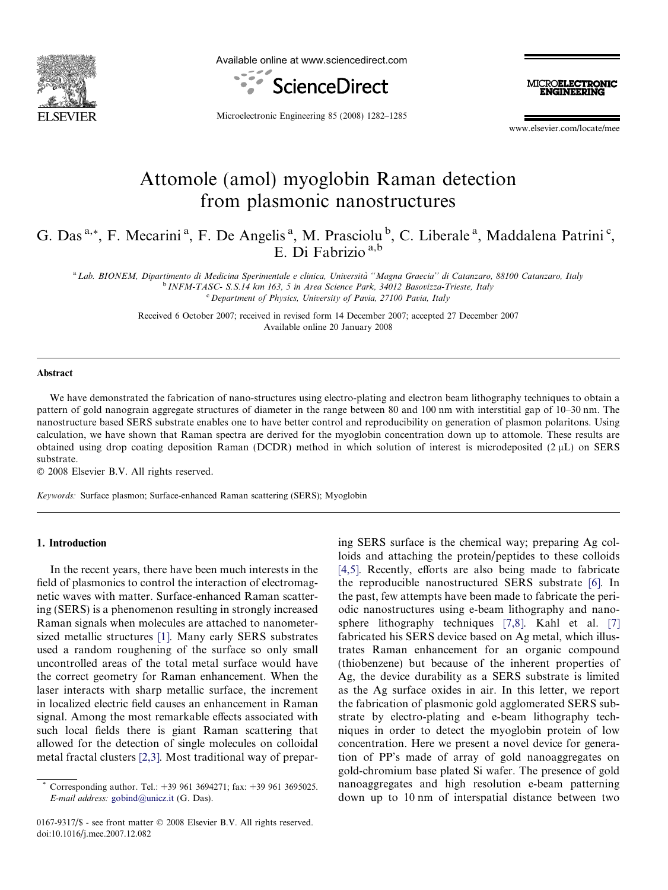# Attomole (amol) myoglobin Raman detection from plasmonic nanostructures

G. Das [a,*], F. Mecarini [a], F. De Angelis [a], M. Prasciolu [b], C. Liberale [a], Maddalena Patrini [c], E. Di Fabrizio [a,b]

[a] Lab. BIONEM, Dipartimento di Medicina Sperimentale e clinica, Università "Magna Graecia" di Catanzaro, 88100 Catanzaro, Italy
[b] INFM-TASC- S.S.14 km 163, 5 in Area Science Park, 34012 Basovizza-Trieste, Italy
[c] Department of Physics, University of Pavia, 27100 Pavia, Italy

Received 6 October 2007; received in revised form 14 December 2007; accepted 27 December 2007
Available online 20 January 2008

## Abstract

We have demonstrated the fabrication of nano-structures using electro-plating and electron beam lithography techniques to obtain a pattern of gold nanograin aggregate structures of diameter in the range between 80 and 100 nm with interstitial gap of 10–30 nm. The nanostructure based SERS substrate enables one to have better control and reproducibility on generation of plasmon polaritons. Using calculation, we have shown that Raman spectra are derived for the myoglobin concentration down up to attomole. These results are obtained using drop coating deposition Raman (DCDR) method in which solution of interest is microdeposited (2 μL) on SERS substrate.

© 2008 Elsevier B.V. All rights reserved.

*Keywords:* Surface plasmon; Surface-enhanced Raman scattering (SERS); Myoglobin

## 1. Introduction

In the recent years, there have been much interests in the field of plasmonics to control the interaction of electromagnetic waves with matter. Surface-enhanced Raman scattering (SERS) is a phenomenon resulting in strongly increased Raman signals when molecules are attached to nanometer-sized metallic structures [1]. Many early SERS substrates used a random roughening of the surface so only small uncontrolled areas of the total metal surface would have the correct geometry for Raman enhancement. When the laser interacts with sharp metallic surface, the increment in localized electric field causes an enhancement in Raman signal. Among the most remarkable effects associated with such local fields there is giant Raman scattering that allowed for the detection of single molecules on colloidal metal fractal clusters [2,3]. Most traditional way of preparing SERS surface is the chemical way; preparing Ag colloids and attaching the protein/peptides to these colloids [4,5]. Recently, efforts are also being made to fabricate the reproducible nanostructured SERS substrate [6]. In the past, few attempts have been made to fabricate the periodic nanostructures using e-beam lithography and nanosphere lithography techniques [7,8]. Kahl et al. [7] fabricated his SERS device based on Ag metal, which illustrates Raman enhancement for an organic compound (thiobenzene) but because of the inherent properties of Ag, the device durability as a SERS substrate is limited as the Ag surface oxides in air. In this letter, we report the fabrication of plasmonic gold agglomerated SERS substrate by electro-plating and e-beam lithography techniques in order to detect the myoglobin protein of low concentration. Here we present a novel device for generation of PP's made of array of gold nanoaggregates on gold-chromium base plated Si wafer. The presence of gold nanoaggregates and high resolution e-beam patterning down up to 10 nm of interspatial distance between two

* Corresponding author. Tel.: +39 961 3694271; fax: +39 961 3695025. *E-mail address:* gobind@unicz.it (G. Das).

0167-9317/$ - see front matter © 2008 Elsevier B.V. All rights reserved.
doi:10.1016/j.mee.2007.12.082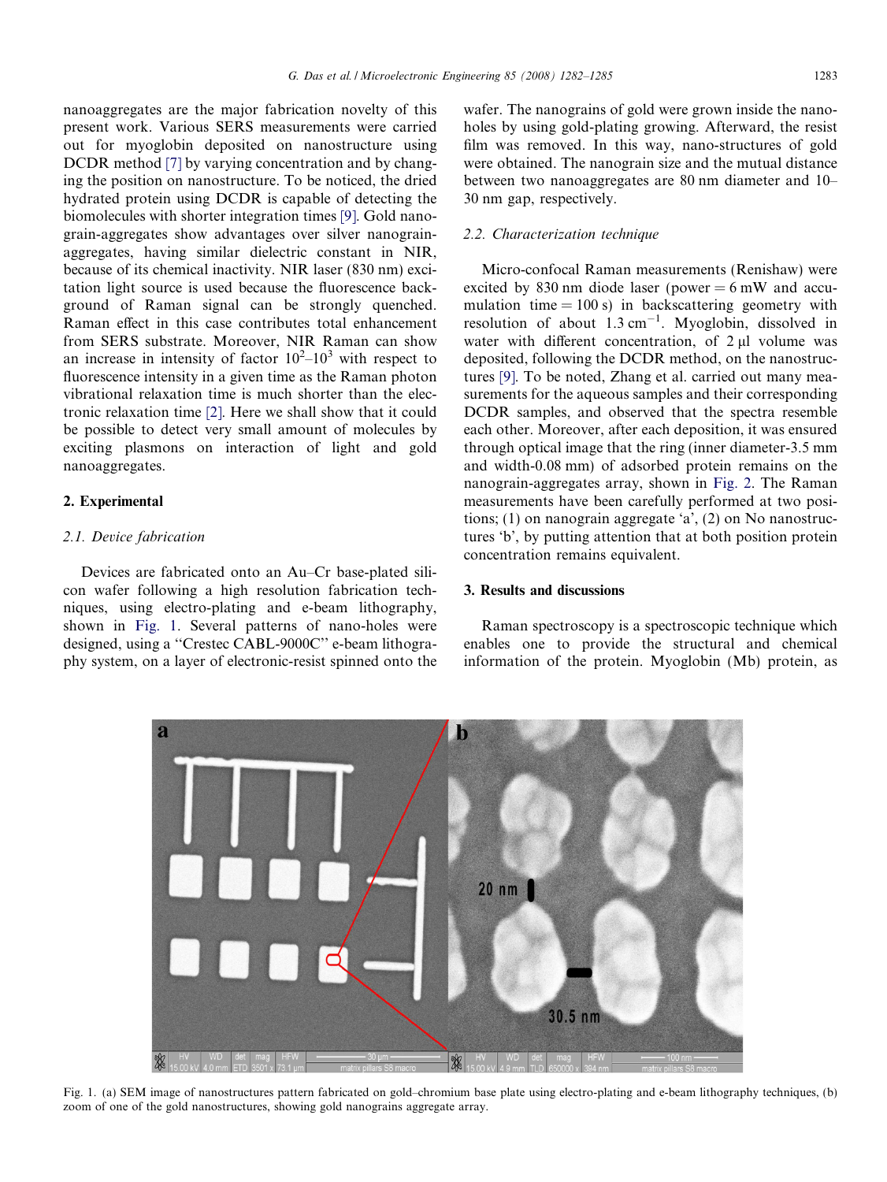nanoaggregates are the major fabrication novelty of this present work. Various SERS measurements were carried out for myoglobin deposited on nanostructure using DCDR method [7] by varying concentration and by changing the position on nanostructure. To be noticed, the dried hydrated protein using DCDR is capable of detecting the biomolecules with shorter integration times [9]. Gold nanograin-aggregates show advantages over silver nanograin-aggregates, having similar dielectric constant in NIR, because of its chemical inactivity. NIR laser (830 nm) excitation light source is used because the fluorescence background of Raman signal can be strongly quenched. Raman effect in this case contributes total enhancement from SERS substrate. Moreover, NIR Raman can show an increase in intensity of factor $10^2$–$10^3$ with respect to fluorescence intensity in a given time as the Raman photon vibrational relaxation time is much shorter than the electronic relaxation time [2]. Here we shall show that it could be possible to detect very small amount of molecules by exciting plasmons on interaction of light and gold nanoaggregates.

## 2. Experimental

### 2.1. Device fabrication

Devices are fabricated onto an Au–Cr base-plated silicon wafer following a high resolution fabrication techniques, using electro-plating and e-beam lithography, shown in Fig. 1. Several patterns of nano-holes were designed, using a ''Crestec CABL-9000C'' e-beam lithography system, on a layer of electronic-resist spinned onto the wafer. The nanograins of gold were grown inside the nano-holes by using gold-plating growing. Afterward, the resist film was removed. In this way, nano-structures of gold were obtained. The nanograin size and the mutual distance between two nanoaggregates are 80 nm diameter and 10–30 nm gap, respectively.

### 2.2. Characterization technique

Micro-confocal Raman measurements (Renishaw) were excited by 830 nm diode laser (power = 6 mW and accumulation time = 100 s) in backscattering geometry with resolution of about 1.3 $cm^{-1}$. Myoglobin, dissolved in water with different concentration, of 2 μl volume was deposited, following the DCDR method, on the nanostructures [9]. To be noted, Zhang et al. carried out many measurements for the aqueous samples and their corresponding DCDR samples, and observed that the spectra resemble each other. Moreover, after each deposition, it was ensured through optical image that the ring (inner diameter-3.5 mm and width-0.08 mm) of adsorbed protein remains on the nanograin-aggregates array, shown in Fig. 2. The Raman measurements have been carefully performed at two positions; (1) on nanograin aggregate 'a', (2) on No nanostructures 'b', by putting attention that at both position protein concentration remains equivalent.

## 3. Results and discussions

Raman spectroscopy is a spectroscopic technique which enables one to provide the structural and chemical information of the protein. Myoglobin (Mb) protein, as

Fig. 1. (a) SEM image of nanostructures pattern fabricated on gold–chromium base plate using electro-plating and e-beam lithography techniques, (b) zoom of one of the gold nanostructures, showing gold nanograins aggregate array.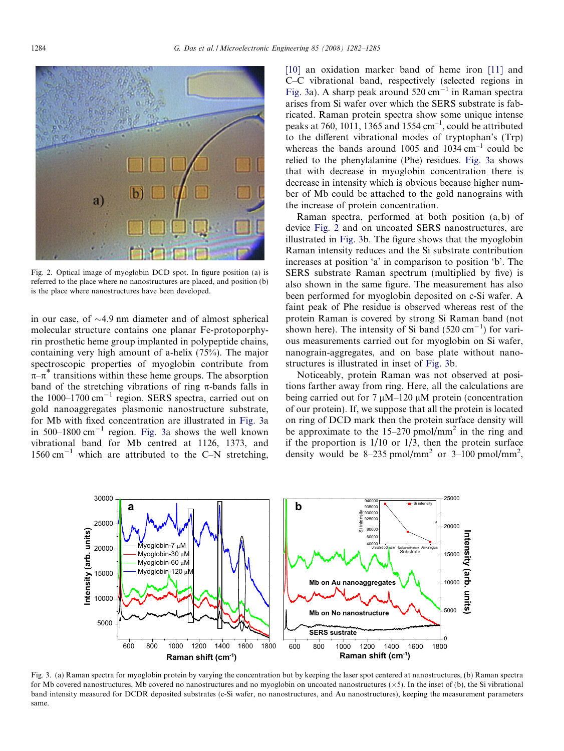Fig. 2. Optical image of myoglobin DCD spot. In figure position (a) is referred to the place where no nanostructures are placed, and position (b) is the place where nanostructures have been developed.

in our case, of ∼4.9 nm diameter and of almost spherical molecular structure contains one planar Fe-protoporphyrin prosthetic heme group implanted in polypeptide chains, containing very high amount of a-helix (75%). The major spectroscopic properties of myoglobin contribute from $\pi$–$\pi^*$ transitions within these heme groups. The absorption band of the stretching vibrations of ring $\pi$-bands falls in the 1000–1700 $cm^{-1}$ region. SERS spectra, carried out on gold nanoaggregates plasmonic nanostructure substrate, for Mb with fixed concentration are illustrated in Fig. 3a in 500–1800 $cm^{-1}$ region. Fig. 3a shows the well known vibrational band for Mb centred at 1126, 1373, and 1560 $cm^{-1}$ which are attributed to the C–N stretching, [10] an oxidation marker band of heme iron [11] and C–C vibrational band, respectively (selected regions in Fig. 3a). A sharp peak around 520 $cm^{-1}$ in Raman spectra arises from Si wafer over which the SERS substrate is fabricated. Raman protein spectra show some unique intense peaks at 760, 1011, 1365 and 1554 $cm^{-1}$, could be attributed to the different vibrational modes of tryptophan's (Trp) whereas the bands around 1005 and 1034 $cm^{-1}$ could be relied to the phenylalanine (Phe) residues. Fig. 3a shows that with decrease in myoglobin concentration there is decrease in intensity which is obvious because higher number of Mb could be attached to the gold nanograins with the increase of protein concentration.

Raman spectra, performed at both position (a, b) of device Fig. 2 and on uncoated SERS nanostructures, are illustrated in Fig. 3b. The figure shows that the myoglobin Raman intensity reduces and the Si substrate contribution increases at position 'a' in comparison to position 'b'. The SERS substrate Raman spectrum (multiplied by five) is also shown in the same figure. The measurement has also been performed for myoglobin deposited on c-Si wafer. A faint peak of Phe residue is observed whereas rest of the protein Raman is covered by strong Si Raman band (not shown here). The intensity of Si band (520 $cm^{-1}$) for various measurements carried out for myoglobin on Si wafer, nanograin-aggregates, and on base plate without nanostructures is illustrated in inset of Fig. 3b.

Noticeably, protein Raman was not observed at positions farther away from ring. Here, all the calculations are being carried out for 7 μM–120 μM protein (concentration of our protein). If, we suppose that all the protein is located on ring of DCD mark then the protein surface density will be approximate to the 15–270 pmol/mm$^2$ in the ring and if the proportion is 1/10 or 1/3, then the protein surface density would be 8–235 pmol/mm$^2$ or 3–100 pmol/mm$^2$,

Fig. 3. (a) Raman spectra for myoglobin protein by varying the concentration but by keeping the laser spot centered at nanostructures, (b) Raman spectra for Mb covered nanostructures, Mb covered no nanostructures and no myoglobin on uncoated nanostructures (×5). In the inset of (b), the Si vibrational band intensity measured for DCDR deposited substrates (c-Si wafer, no nanostructures, and Au nanostructures), keeping the measurement parameters same.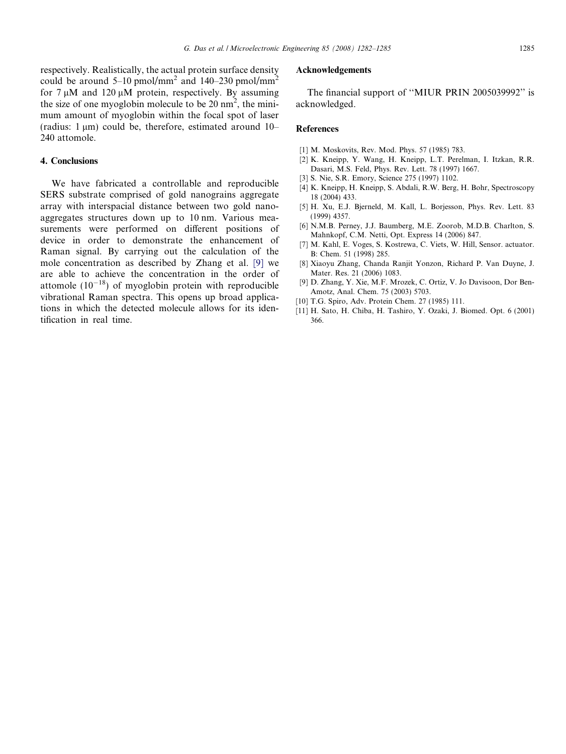respectively. Realistically, the actual protein surface density could be around 5–10 pmol/mm$^2$ and 140–230 pmol/mm$^2$ for 7 μM and 120 μM protein, respectively. By assuming the size of one myoglobin molecule to be 20 nm$^2$, the minimum amount of myoglobin within the focal spot of laser (radius: 1 μm) could be, therefore, estimated around 10–240 attomole.

## 4. Conclusions

We have fabricated a controllable and reproducible SERS substrate comprised of gold nanograins aggregate array with interspacial distance between two gold nano-aggregates structures down up to 10 nm. Various measurements were performed on different positions of device in order to demonstrate the enhancement of Raman signal. By carrying out the calculation of the mole concentration as described by Zhang et al. [9] we are able to achieve the concentration in the order of attomole ($10^{-18}$) of myoglobin protein with reproducible vibrational Raman spectra. This opens up broad applications in which the detected molecule allows for its identification in real time.

## Acknowledgements

The financial support of "MIUR PRIN 2005039992" is acknowledged.

## References

[1] M. Moskovits, Rev. Mod. Phys. 57 (1985) 783.

[2] K. Kneipp, Y. Wang, H. Kneipp, L.T. Perelman, I. Itzkan, R.R. Dasari, M.S. Feld, Phys. Rev. Lett. 78 (1997) 1667.

[3] S. Nie, S.R. Emory, Science 275 (1997) 1102.

[4] K. Kneipp, H. Kneipp, S. Abdali, R.W. Berg, H. Bohr, Spectroscopy 18 (2004) 433.

[5] H. Xu, E.J. Bjerneld, M. Kall, L. Borjesson, Phys. Rev. Lett. 83 (1999) 4357.

[6] N.M.B. Perney, J.J. Baumberg, M.E. Zoorob, M.D.B. Charlton, S. Mahnkopf, C.M. Netti, Opt. Express 14 (2006) 847.

[7] M. Kahl, E. Voges, S. Kostrewa, C. Viets, W. Hill, Sensor. actuator. B: Chem. 51 (1998) 285.

[8] Xiaoyu Zhang, Chanda Ranjit Yonzon, Richard P. Van Duyne, J. Mater. Res. 21 (2006) 1083.

[9] D. Zhang, Y. Xie, M.F. Mrozek, C. Ortiz, V. Jo Davisoon, Dor Ben-Amotz, Anal. Chem. 75 (2003) 5703.

[10] T.G. Spiro, Adv. Protein Chem. 27 (1985) 111.

[11] H. Sato, H. Chiba, H. Tashiro, Y. Ozaki, J. Biomed. Opt. 6 (2001) 366.